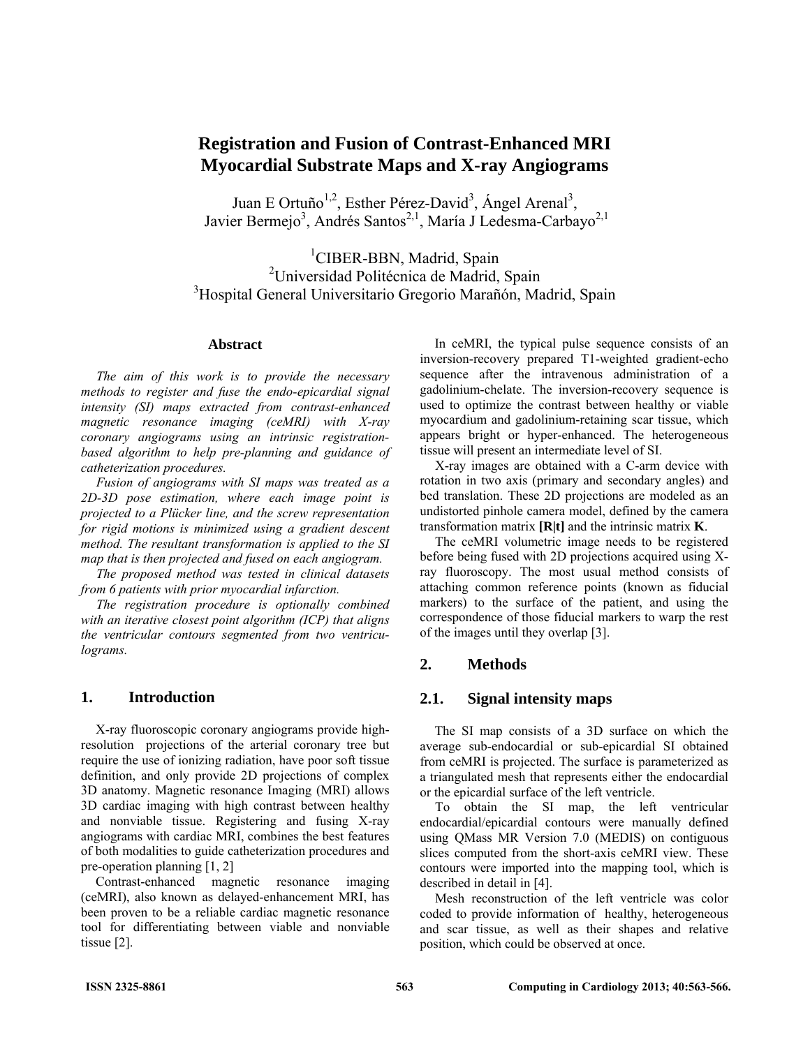# Registration and Fusion of Contrast-Enhanced MRI Myocardial Substrate Maps and X-ray Angiograms

Juan E Ortuño[1,2], Esther Pérez-David[3], Ángel Arenal[3], Javier Bermejo[3], Andrés Santos[2,1], María J Ledesma-Carbayo[2,1]

[1]CIBER-BBN, Madrid, Spain
[2]Universidad Politécnica de Madrid, Spain
[3]Hospital General Universitario Gregorio Marañón, Madrid, Spain

## Abstract

*The aim of this work is to provide the necessary methods to register and fuse the endo-epicardial signal intensity (SI) maps extracted from contrast-enhanced magnetic resonance imaging (ceMRI) with X-ray coronary angiograms using an intrinsic registration-based algorithm to help pre-planning and guidance of catheterization procedures.*

*Fusion of angiograms with SI maps was treated as a 2D-3D pose estimation, where each image point is projected to a Plücker line, and the screw representation for rigid motions is minimized using a gradient descent method. The resultant transformation is applied to the SI map that is then projected and fused on each angiogram.*

*The proposed method was tested in clinical datasets from 6 patients with prior myocardial infarction.*

*The registration procedure is optionally combined with an iterative closest point algorithm (ICP) that aligns the ventricular contours segmented from two ventriculograms.*

## 1. Introduction

X-ray fluoroscopic coronary angiograms provide high-resolution projections of the arterial coronary tree but require the use of ionizing radiation, have poor soft tissue definition, and only provide 2D projections of complex 3D anatomy. Magnetic resonance Imaging (MRI) allows 3D cardiac imaging with high contrast between healthy and nonviable tissue. Registering and fusing X-ray angiograms with cardiac MRI, combines the best features of both modalities to guide catheterization procedures and pre-operation planning [1, 2]

Contrast-enhanced magnetic resonance imaging (ceMRI), also known as delayed-enhancement MRI, has been proven to be a reliable cardiac magnetic resonance tool for differentiating between viable and nonviable tissue [2].

In ceMRI, the typical pulse sequence consists of an inversion-recovery prepared T1-weighted gradient-echo sequence after the intravenous administration of a gadolinium-chelate. The inversion-recovery sequence is used to optimize the contrast between healthy or viable myocardium and gadolinium-retaining scar tissue, which appears bright or hyper-enhanced. The heterogeneous tissue will present an intermediate level of SI.

X-ray images are obtained with a C-arm device with rotation in two axis (primary and secondary angles) and bed translation. These 2D projections are modeled as an undistorted pinhole camera model, defined by the camera transformation matrix **[R|t]** and the intrinsic matrix **K**.

The ceMRI volumetric image needs to be registered before being fused with 2D projections acquired using X-ray fluoroscopy. The most usual method consists of attaching common reference points (known as fiducial markers) to the surface of the patient, and using the correspondence of those fiducial markers to warp the rest of the images until they overlap [3].

## 2. Methods

### 2.1. Signal intensity maps

The SI map consists of a 3D surface on which the average sub-endocardial or sub-epicardial SI obtained from ceMRI is projected. The surface is parameterized as a triangulated mesh that represents either the endocardial or the epicardial surface of the left ventricle.

To obtain the SI map, the left ventricular endocardial/epicardial contours were manually defined using QMass MR Version 7.0 (MEDIS) on contiguous slices computed from the short-axis ceMRI view. These contours were imported into the mapping tool, which is described in detail in [4].

Mesh reconstruction of the left ventricle was color coded to provide information of healthy, heterogeneous and scar tissue, as well as their shapes and relative position, which could be observed at once.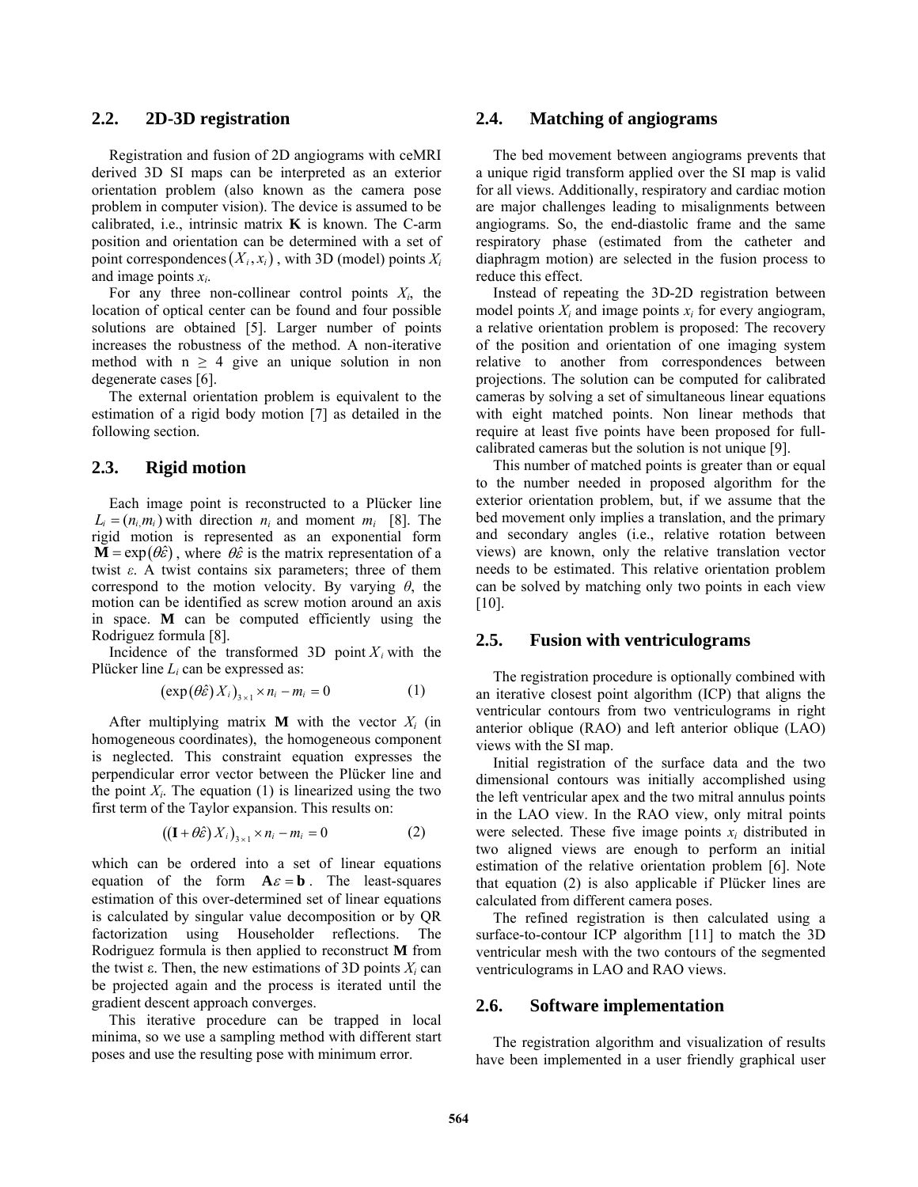## 2.2. 2D-3D registration

Registration and fusion of 2D angiograms with ceMRI derived 3D SI maps can be interpreted as an exterior orientation problem (also known as the camera pose problem in computer vision). The device is assumed to be calibrated, i.e., intrinsic matrix **K** is known. The C-arm position and orientation can be determined with a set of point correspondences $(X_i, x_i)$, with 3D (model) points $X_i$ and image points $x_i$.

For any three non-collinear control points $X_i$, the location of optical center can be found and four possible solutions are obtained [5]. Larger number of points increases the robustness of the method. A non-iterative method with $n \geq 4$ give an unique solution in non degenerate cases [6].

The external orientation problem is equivalent to the estimation of a rigid body motion [7] as detailed in the following section.

## 2.3. Rigid motion

Each image point is reconstructed to a Plücker line $L_i = (n_i, m_i)$ with direction $n_i$ and moment $m_i$ [8]. The rigid motion is represented as an exponential form $\mathbf{M} = \exp(\theta\hat{\varepsilon})$, where $\theta\hat{\varepsilon}$ is the matrix representation of a twist $\varepsilon$. A twist contains six parameters; three of them correspond to the motion velocity. By varying $\theta$, the motion can be identified as screw motion around an axis in space. **M** can be computed efficiently using the Rodriguez formula [8].

Incidence of the transformed 3D point $X_i$ with the Plücker line $L_i$ can be expressed as:

$$(\exp(\theta\hat{\varepsilon})\,X_i)_{3\times 1} \times n_i - m_i = 0 \tag{1}$$

After multiplying matrix **M** with the vector $X_i$ (in homogeneous coordinates), the homogeneous component is neglected. This constraint equation expresses the perpendicular error vector between the Plücker line and the point $X_i$. The equation (1) is linearized using the two first term of the Taylor expansion. This results on:

$$((\mathbf{I} + \theta\hat{\varepsilon})\,X_i)_{3\times 1} \times n_i - m_i = 0 \tag{2}$$

which can be ordered into a set of linear equations equation of the form $\mathbf{A}\varepsilon = \mathbf{b}$. The least-squares estimation of this over-determined set of linear equations is calculated by singular value decomposition or by QR factorization using Householder reflections. The Rodriguez formula is then applied to reconstruct **M** from the twist $\varepsilon$. Then, the new estimations of 3D points $X_i$ can be projected again and the process is iterated until the gradient descent approach converges.

This iterative procedure can be trapped in local minima, so we use a sampling method with different start poses and use the resulting pose with minimum error.

## 2.4. Matching of angiograms

The bed movement between angiograms prevents that a unique rigid transform applied over the SI map is valid for all views. Additionally, respiratory and cardiac motion are major challenges leading to misalignments between angiograms. So, the end-diastolic frame and the same respiratory phase (estimated from the catheter and diaphragm motion) are selected in the fusion process to reduce this effect.

Instead of repeating the 3D-2D registration between model points $X_i$ and image points $x_i$ for every angiogram, a relative orientation problem is proposed: The recovery of the position and orientation of one imaging system relative to another from correspondences between projections. The solution can be computed for calibrated cameras by solving a set of simultaneous linear equations with eight matched points. Non linear methods that require at least five points have been proposed for full-calibrated cameras but the solution is not unique [9].

This number of matched points is greater than or equal to the number needed in proposed algorithm for the exterior orientation problem, but, if we assume that the bed movement only implies a translation, and the primary and secondary angles (i.e., relative rotation between views) are known, only the relative translation vector needs to be estimated. This relative orientation problem can be solved by matching only two points in each view [10].

## 2.5. Fusion with ventriculograms

The registration procedure is optionally combined with an iterative closest point algorithm (ICP) that aligns the ventricular contours from two ventriculograms in right anterior oblique (RAO) and left anterior oblique (LAO) views with the SI map.

Initial registration of the surface data and the two dimensional contours was initially accomplished using the left ventricular apex and the two mitral annulus points in the LAO view. In the RAO view, only mitral points were selected. These five image points $x_i$ distributed in two aligned views are enough to perform an initial estimation of the relative orientation problem [6]. Note that equation (2) is also applicable if Plücker lines are calculated from different camera poses.

The refined registration is then calculated using a surface-to-contour ICP algorithm [11] to match the 3D ventricular mesh with the two contours of the segmented ventriculograms in LAO and RAO views.

## 2.6. Software implementation

The registration algorithm and visualization of results have been implemented in a user friendly graphical user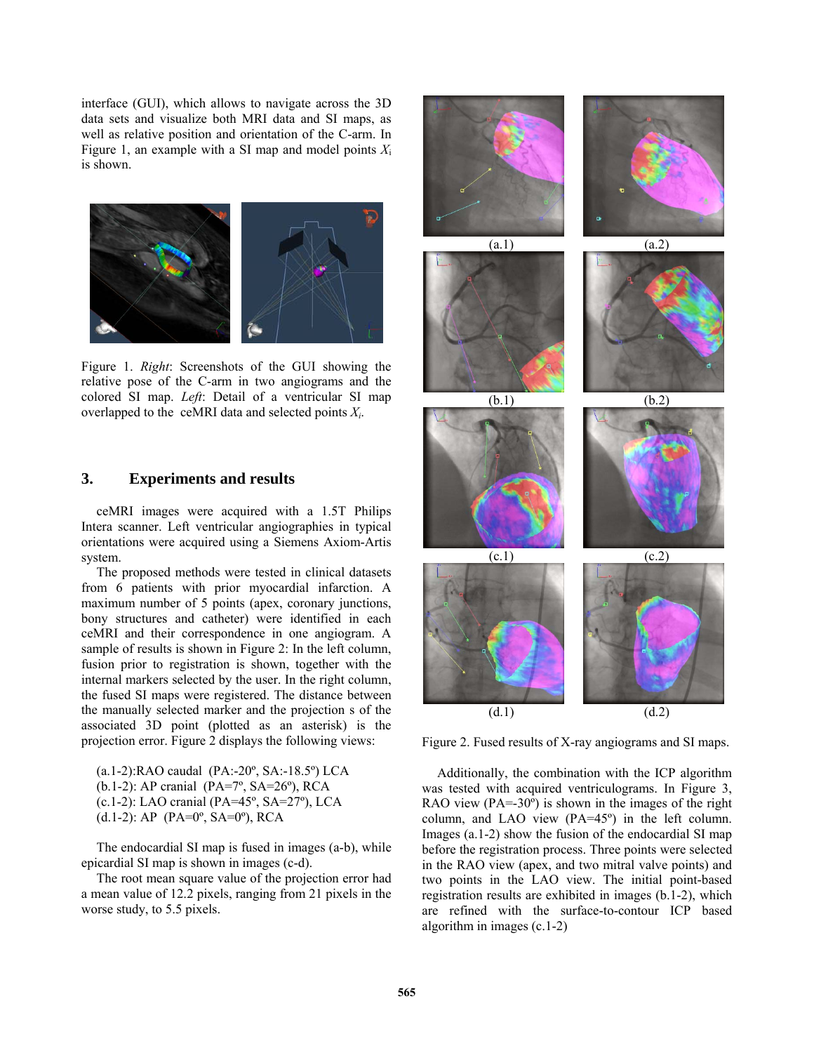interface (GUI), which allows to navigate across the 3D data sets and visualize both MRI data and SI maps, as well as relative position and orientation of the C-arm. In Figure 1, an example with a SI map and model points $X_i$ is shown.

Figure 1. *Right*: Screenshots of the GUI showing the relative pose of the C-arm in two angiograms and the colored SI map. *Left*: Detail of a ventricular SI map overlapped to the ceMRI data and selected points $X_i$.

## 3. Experiments and results

ceMRI images were acquired with a 1.5T Philips Intera scanner. Left ventricular angiographies in typical orientations were acquired using a Siemens Axiom-Artis system.

The proposed methods were tested in clinical datasets from 6 patients with prior myocardial infarction. A maximum number of 5 points (apex, coronary junctions, bony structures and catheter) were identified in each ceMRI and their correspondence in one angiogram. A sample of results is shown in Figure 2: In the left column, fusion prior to registration is shown, together with the internal markers selected by the user. In the right column, the fused SI maps were registered. The distance between the manually selected marker and the projection s of the associated 3D point (plotted as an asterisk) is the projection error. Figure 2 displays the following views:

(a.1-2):RAO caudal (PA:-20º, SA:-18.5º) LCA
(b.1-2): AP cranial (PA=7º, SA=26º), RCA
(c.1-2): LAO cranial (PA=45º, SA=27º), LCA
(d.1-2): AP (PA=0º, SA=0º), RCA

The endocardial SI map is fused in images (a-b), while epicardial SI map is shown in images (c-d).

The root mean square value of the projection error had a mean value of 12.2 pixels, ranging from 21 pixels in the worse study, to 5.5 pixels.

(a.1) (a.2) (b.1) (b.2) (c.1) (c.2) (d.1) (d.2)

Figure 2. Fused results of X-ray angiograms and SI maps.

Additionally, the combination with the ICP algorithm was tested with acquired ventriculograms. In Figure 3, RAO view (PA=-30º) is shown in the images of the right column, and LAO view (PA=45º) in the left column. Images (a.1-2) show the fusion of the endocardial SI map before the registration process. Three points were selected in the RAO view (apex, and two mitral valve points) and two points in the LAO view. The initial point-based registration results are exhibited in images (b.1-2), which are refined with the surface-to-contour ICP based algorithm in images (c.1-2)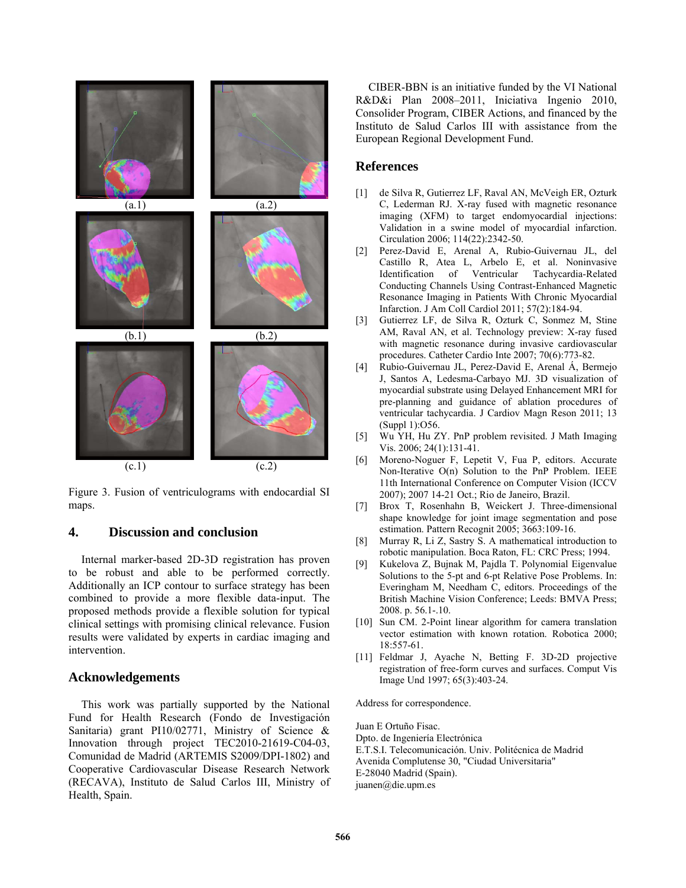(a.1) (a.2)

(b.1) (b.2)

(c.1) (c.2)

Figure 3. Fusion of ventriculograms with endocardial SI maps.

## 4. Discussion and conclusion

Internal marker-based 2D-3D registration has proven to be robust and able to be performed correctly. Additionally an ICP contour to surface strategy has been combined to provide a more flexible data-input. The proposed methods provide a flexible solution for typical clinical settings with promising clinical relevance. Fusion results were validated by experts in cardiac imaging and intervention.

## Acknowledgements

This work was partially supported by the National Fund for Health Research (Fondo de Investigación Sanitaria) grant PI10/02771, Ministry of Science & Innovation through project TEC2010-21619-C04-03, Comunidad de Madrid (ARTEMIS S2009/DPI-1802) and Cooperative Cardiovascular Disease Research Network (RECAVA), Instituto de Salud Carlos III, Ministry of Health, Spain.

CIBER-BBN is an initiative funded by the VI National R&D&i Plan 2008–2011, Iniciativa Ingenio 2010, Consolider Program, CIBER Actions, and financed by the Instituto de Salud Carlos III with assistance from the European Regional Development Fund.

## References

[1] de Silva R, Gutierrez LF, Raval AN, McVeigh ER, Ozturk C, Lederman RJ. X-ray fused with magnetic resonance imaging (XFM) to target endomyocardial injections: Validation in a swine model of myocardial infarction. Circulation 2006; 114(22):2342-50.

[2] Perez-David E, Arenal A, Rubio-Guivernau JL, del Castillo R, Atea L, Arbelo E, et al. Noninvasive Identification of Ventricular Tachycardia-Related Conducting Channels Using Contrast-Enhanced Magnetic Resonance Imaging in Patients With Chronic Myocardial Infarction. J Am Coll Cardiol 2011; 57(2):184-94.

[3] Gutierrez LF, de Silva R, Ozturk C, Sonmez M, Stine AM, Raval AN, et al. Technology preview: X-ray fused with magnetic resonance during invasive cardiovascular procedures. Catheter Cardio Inte 2007; 70(6):773-82.

[4] Rubio-Guivernau JL, Perez-David E, Arenal Á, Bermejo J, Santos A, Ledesma-Carbayo MJ. 3D visualization of myocardial substrate using Delayed Enhancement MRI for pre-planning and guidance of ablation procedures of ventricular tachycardia. J Cardiov Magn Reson 2011; 13 (Suppl 1):O56.

[5] Wu YH, Hu ZY. PnP problem revisited. J Math Imaging Vis. 2006; 24(1):131-41.

[6] Moreno-Noguer F, Lepetit V, Fua P, editors. Accurate Non-Iterative O(n) Solution to the PnP Problem. IEEE 11th International Conference on Computer Vision (ICCV 2007); 2007 14-21 Oct.; Rio de Janeiro, Brazil.

[7] Brox T, Rosenhahn B, Weickert J. Three-dimensional shape knowledge for joint image segmentation and pose estimation. Pattern Recognit 2005; 3663:109-16.

[8] Murray R, Li Z, Sastry S. A mathematical introduction to robotic manipulation. Boca Raton, FL: CRC Press; 1994.

[9] Kukelova Z, Bujnak M, Pajdla T. Polynomial Eigenvalue Solutions to the 5-pt and 6-pt Relative Pose Problems. In: Everingham M, Needham C, editors. Proceedings of the British Machine Vision Conference; Leeds: BMVA Press; 2008. p. 56.1-.10.

[10] Sun CM. 2-Point linear algorithm for camera translation vector estimation with known rotation. Robotica 2000; 18:557-61.

[11] Feldmar J, Ayache N, Betting F. 3D-2D projective registration of free-form curves and surfaces. Comput Vis Image Und 1997; 65(3):403-24.

Address for correspondence.

Juan E Ortuño Fisac.
Dpto. de Ingeniería Electrónica
E.T.S.I. Telecomunicación. Univ. Politécnica de Madrid
Avenida Complutense 30, "Ciudad Universitaria"
E-28040 Madrid (Spain).
juanen@die.upm.es